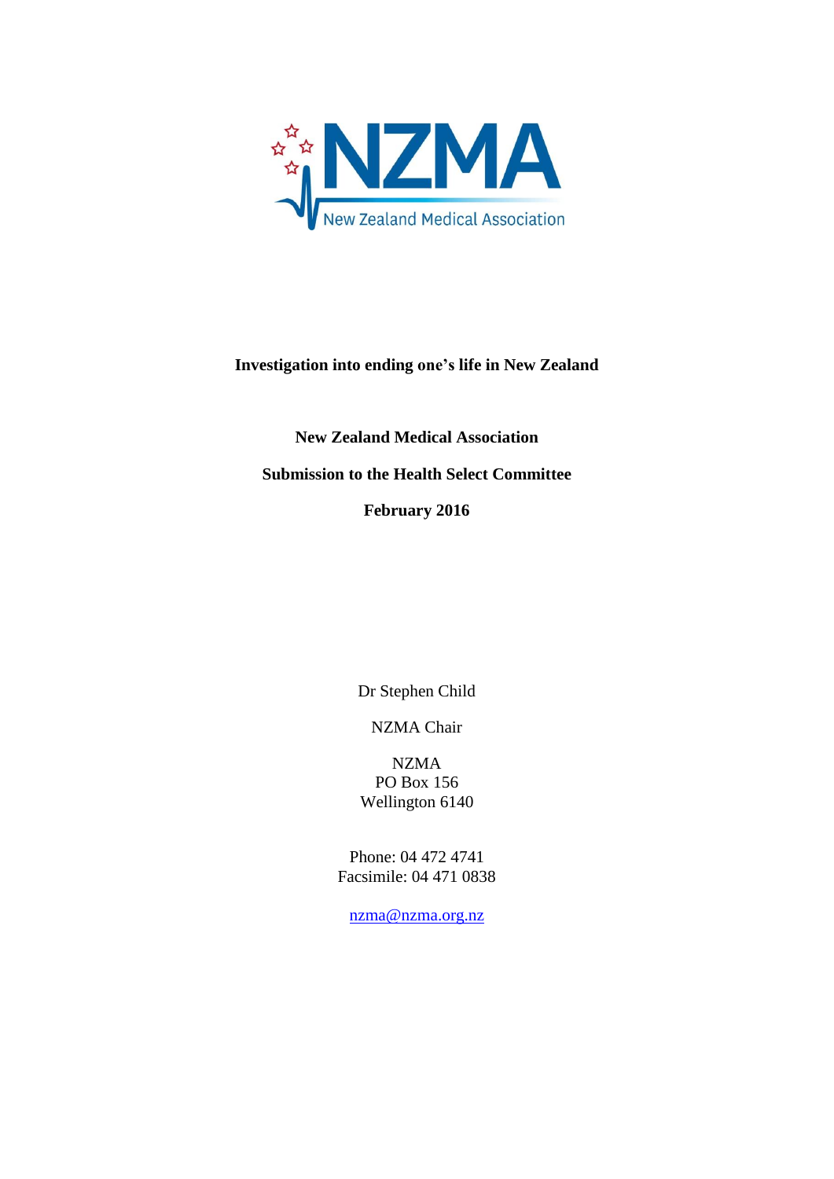**Investigation into ending one's life in New Zealand**

**New Zealand Medical Association**

**Submission to the Health Select Committee**

**February 2016**

Dr Stephen Child

NZMA Chair

NZMA  
PO Box 156  
Wellington 6140

Phone: 04 472 4741  
Facsimile: 04 471 0838

nzma@nzma.org.nz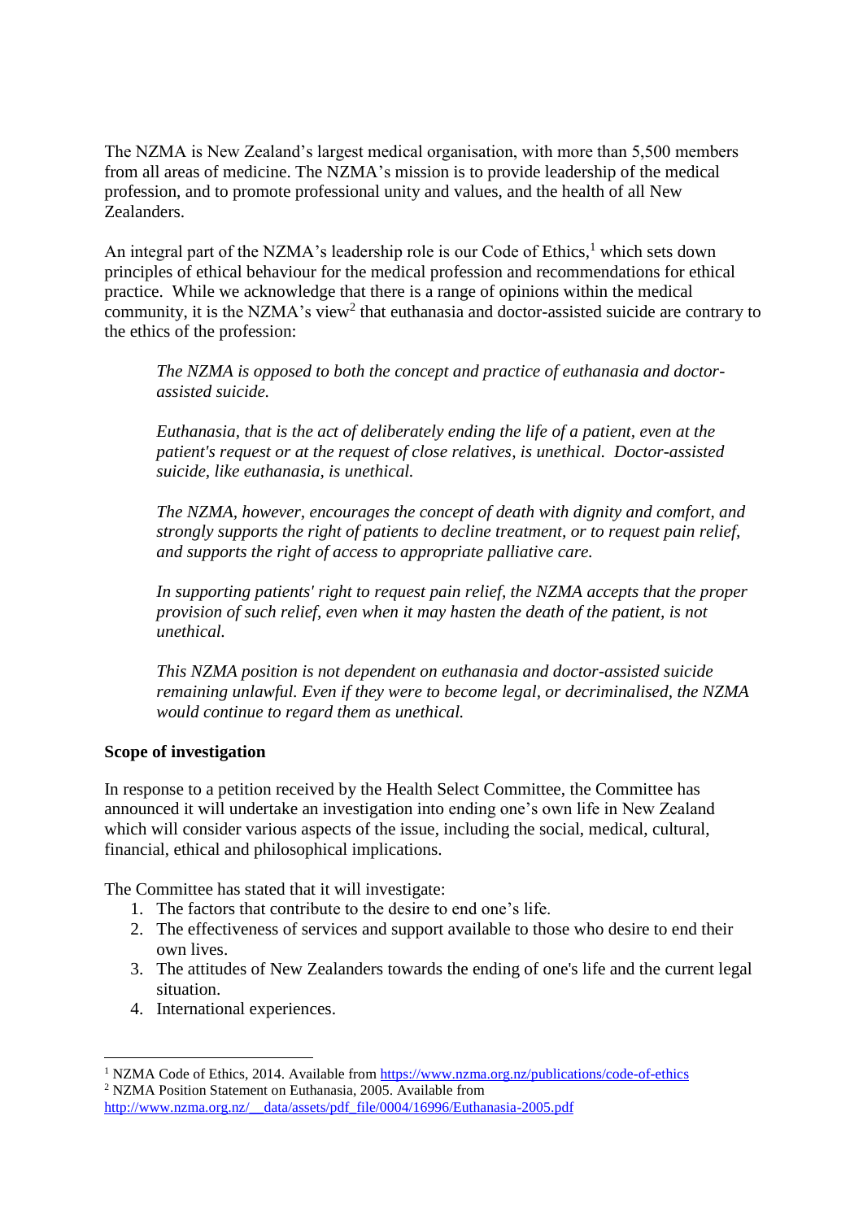The NZMA is New Zealand's largest medical organisation, with more than 5,500 members from all areas of medicine. The NZMA's mission is to provide leadership of the medical profession, and to promote professional unity and values, and the health of all New Zealanders.

An integral part of the NZMA's leadership role is our Code of Ethics,[1] which sets down principles of ethical behaviour for the medical profession and recommendations for ethical practice. While we acknowledge that there is a range of opinions within the medical community, it is the NZMA's view[2] that euthanasia and doctor-assisted suicide are contrary to the ethics of the profession:

> *The NZMA is opposed to both the concept and practice of euthanasia and doctor-assisted suicide.*
>
> *Euthanasia, that is the act of deliberately ending the life of a patient, even at the patient's request or at the request of close relatives, is unethical. Doctor-assisted suicide, like euthanasia, is unethical.*
>
> *The NZMA, however, encourages the concept of death with dignity and comfort, and strongly supports the right of patients to decline treatment, or to request pain relief, and supports the right of access to appropriate palliative care.*
>
> *In supporting patients' right to request pain relief, the NZMA accepts that the proper provision of such relief, even when it may hasten the death of the patient, is not unethical.*
>
> *This NZMA position is not dependent on euthanasia and doctor-assisted suicide remaining unlawful. Even if they were to become legal, or decriminalised, the NZMA would continue to regard them as unethical.*

**Scope of investigation**

In response to a petition received by the Health Select Committee, the Committee has announced it will undertake an investigation into ending one's own life in New Zealand which will consider various aspects of the issue, including the social, medical, cultural, financial, ethical and philosophical implications.

The Committee has stated that it will investigate:

1. The factors that contribute to the desire to end one's life.
2. The effectiveness of services and support available to those who desire to end their own lives.
3. The attitudes of New Zealanders towards the ending of one's life and the current legal situation.
4. International experiences.

---

[1] NZMA Code of Ethics, 2014. Available from https://www.nzma.org.nz/publications/code-of-ethics

[2] NZMA Position Statement on Euthanasia, 2005. Available from http://www.nzma.org.nz/__data/assets/pdf_file/0004/16996/Euthanasia-2005.pdf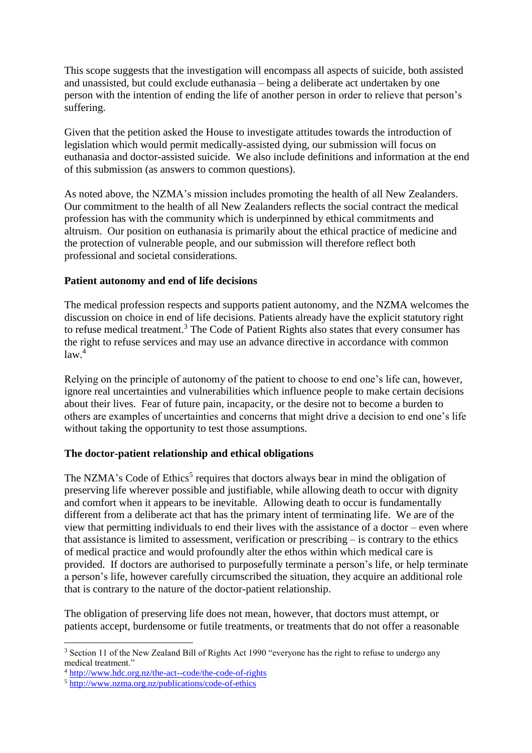This scope suggests that the investigation will encompass all aspects of suicide, both assisted and unassisted, but could exclude euthanasia – being a deliberate act undertaken by one person with the intention of ending the life of another person in order to relieve that person's suffering.

Given that the petition asked the House to investigate attitudes towards the introduction of legislation which would permit medically-assisted dying, our submission will focus on euthanasia and doctor-assisted suicide. We also include definitions and information at the end of this submission (as answers to common questions).

As noted above, the NZMA's mission includes promoting the health of all New Zealanders. Our commitment to the health of all New Zealanders reflects the social contract the medical profession has with the community which is underpinned by ethical commitments and altruism. Our position on euthanasia is primarily about the ethical practice of medicine and the protection of vulnerable people, and our submission will therefore reflect both professional and societal considerations.

**Patient autonomy and end of life decisions**

The medical profession respects and supports patient autonomy, and the NZMA welcomes the discussion on choice in end of life decisions. Patients already have the explicit statutory right to refuse medical treatment.[3] The Code of Patient Rights also states that every consumer has the right to refuse services and may use an advance directive in accordance with common law.[4]

Relying on the principle of autonomy of the patient to choose to end one's life can, however, ignore real uncertainties and vulnerabilities which influence people to make certain decisions about their lives. Fear of future pain, incapacity, or the desire not to become a burden to others are examples of uncertainties and concerns that might drive a decision to end one's life without taking the opportunity to test those assumptions.

**The doctor-patient relationship and ethical obligations**

The NZMA's Code of Ethics[5] requires that doctors always bear in mind the obligation of preserving life wherever possible and justifiable, while allowing death to occur with dignity and comfort when it appears to be inevitable. Allowing death to occur is fundamentally different from a deliberate act that has the primary intent of terminating life. We are of the view that permitting individuals to end their lives with the assistance of a doctor – even where that assistance is limited to assessment, verification or prescribing – is contrary to the ethics of medical practice and would profoundly alter the ethos within which medical care is provided. If doctors are authorised to purposefully terminate a person's life, or help terminate a person's life, however carefully circumscribed the situation, they acquire an additional role that is contrary to the nature of the doctor-patient relationship.

The obligation of preserving life does not mean, however, that doctors must attempt, or patients accept, burdensome or futile treatments, or treatments that do not offer a reasonable

---

[3] Section 11 of the New Zealand Bill of Rights Act 1990 "everyone has the right to refuse to undergo any medical treatment."

[4] http://www.hdc.org.nz/the-act--code/the-code-of-rights

[5] http://www.nzma.org.nz/publications/code-of-ethics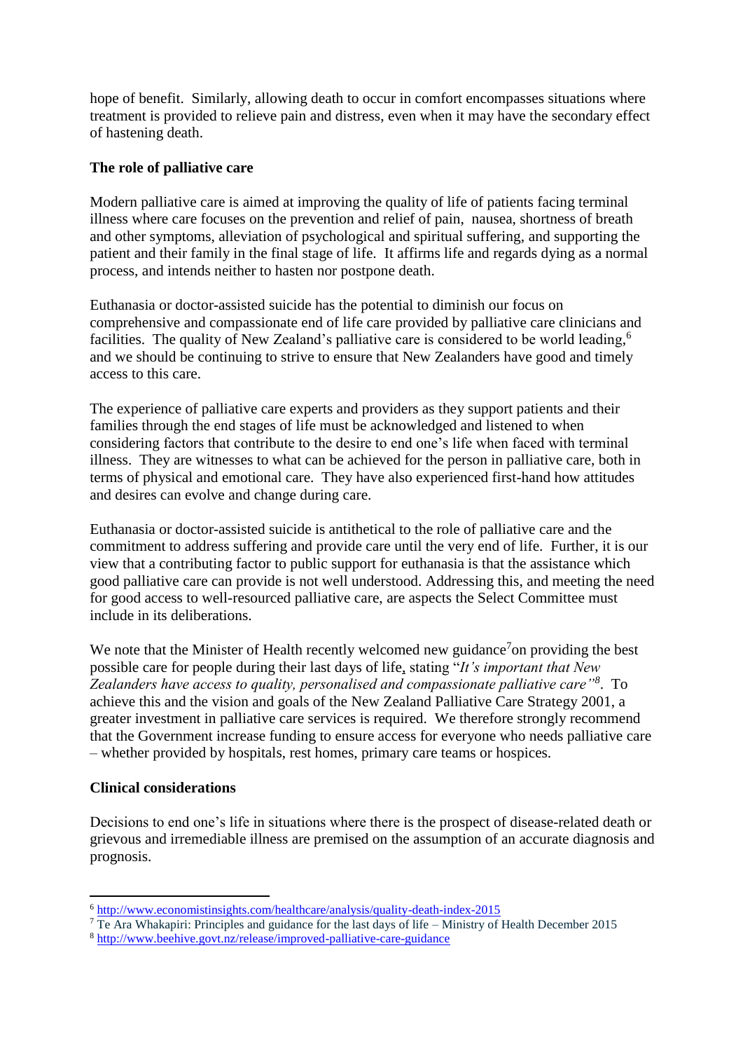hope of benefit. Similarly, allowing death to occur in comfort encompasses situations where treatment is provided to relieve pain and distress, even when it may have the secondary effect of hastening death.

**The role of palliative care**

Modern palliative care is aimed at improving the quality of life of patients facing terminal illness where care focuses on the prevention and relief of pain, nausea, shortness of breath and other symptoms, alleviation of psychological and spiritual suffering, and supporting the patient and their family in the final stage of life. It affirms life and regards dying as a normal process, and intends neither to hasten nor postpone death.

Euthanasia or doctor-assisted suicide has the potential to diminish our focus on comprehensive and compassionate end of life care provided by palliative care clinicians and facilities. The quality of New Zealand's palliative care is considered to be world leading,[6] and we should be continuing to strive to ensure that New Zealanders have good and timely access to this care.

The experience of palliative care experts and providers as they support patients and their families through the end stages of life must be acknowledged and listened to when considering factors that contribute to the desire to end one's life when faced with terminal illness. They are witnesses to what can be achieved for the person in palliative care, both in terms of physical and emotional care. They have also experienced first-hand how attitudes and desires can evolve and change during care.

Euthanasia or doctor-assisted suicide is antithetical to the role of palliative care and the commitment to address suffering and provide care until the very end of life. Further, it is our view that a contributing factor to public support for euthanasia is that the assistance which good palliative care can provide is not well understood. Addressing this, and meeting the need for good access to well-resourced palliative care, are aspects the Select Committee must include in its deliberations.

We note that the Minister of Health recently welcomed new guidance[7] on providing the best possible care for people during their last days of life, stating "*It's important that New Zealanders have access to quality, personalised and compassionate palliative care"*[8]. To achieve this and the vision and goals of the New Zealand Palliative Care Strategy 2001, a greater investment in palliative care services is required. We therefore strongly recommend that the Government increase funding to ensure access for everyone who needs palliative care – whether provided by hospitals, rest homes, primary care teams or hospices.

**Clinical considerations**

Decisions to end one's life in situations where there is the prospect of disease-related death or grievous and irremediable illness are premised on the assumption of an accurate diagnosis and prognosis.

---

[6] http://www.economistinsights.com/healthcare/analysis/quality-death-index-2015

[7] Te Ara Whakapiri: Principles and guidance for the last days of life – Ministry of Health December 2015

[8] http://www.beehive.govt.nz/release/improved-palliative-care-guidance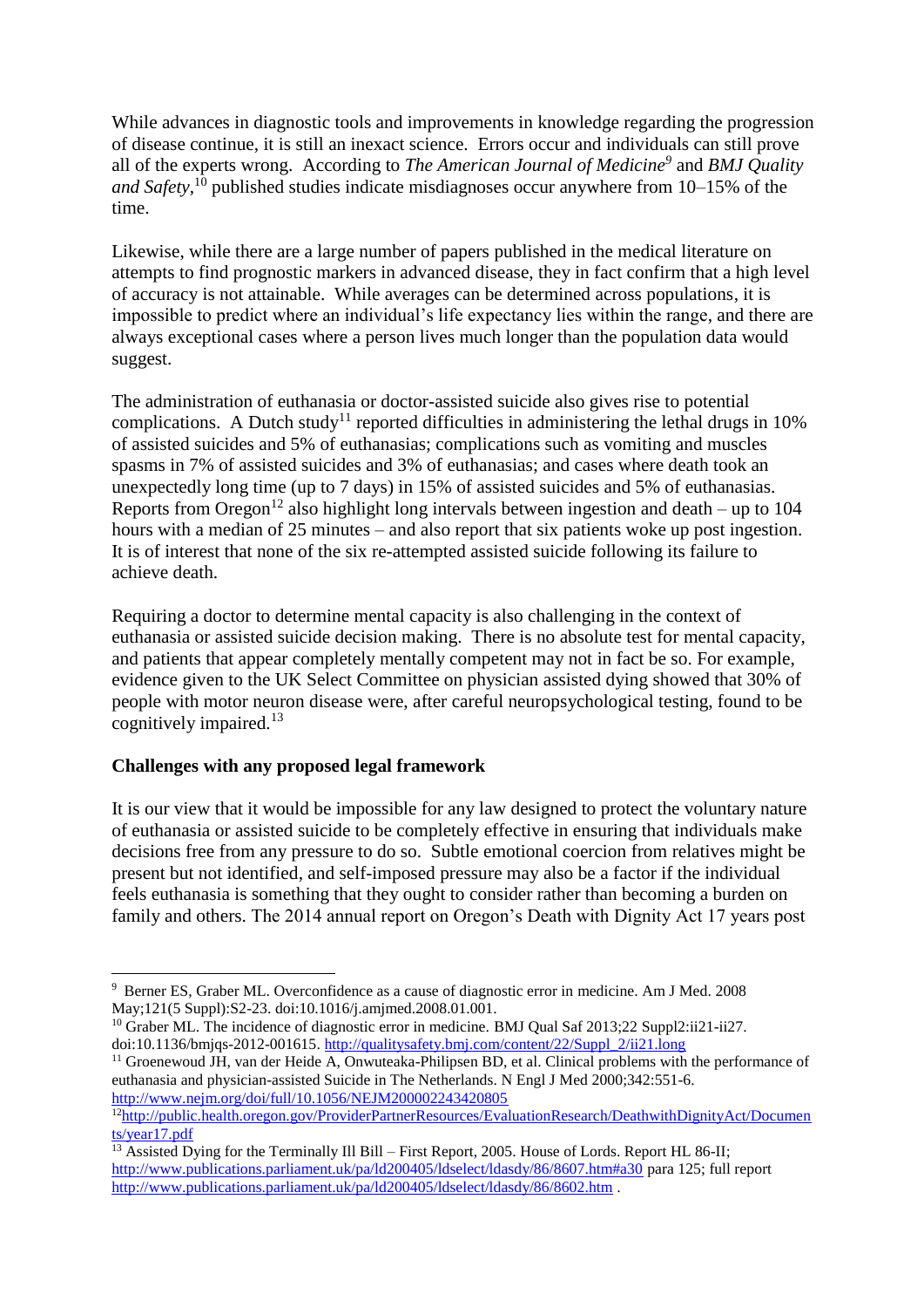While advances in diagnostic tools and improvements in knowledge regarding the progression of disease continue, it is still an inexact science. Errors occur and individuals can still prove all of the experts wrong. According to *The American Journal of Medicine*[9] and *BMJ Quality and Safety*,[10] published studies indicate misdiagnoses occur anywhere from 10–15% of the time.

Likewise, while there are a large number of papers published in the medical literature on attempts to find prognostic markers in advanced disease, they in fact confirm that a high level of accuracy is not attainable. While averages can be determined across populations, it is impossible to predict where an individual's life expectancy lies within the range, and there are always exceptional cases where a person lives much longer than the population data would suggest.

The administration of euthanasia or doctor-assisted suicide also gives rise to potential complications. A Dutch study[11] reported difficulties in administering the lethal drugs in 10% of assisted suicides and 5% of euthanasias; complications such as vomiting and muscles spasms in 7% of assisted suicides and 3% of euthanasias; and cases where death took an unexpectedly long time (up to 7 days) in 15% of assisted suicides and 5% of euthanasias. Reports from Oregon[12] also highlight long intervals between ingestion and death – up to 104 hours with a median of 25 minutes – and also report that six patients woke up post ingestion. It is of interest that none of the six re-attempted assisted suicide following its failure to achieve death.

Requiring a doctor to determine mental capacity is also challenging in the context of euthanasia or assisted suicide decision making. There is no absolute test for mental capacity, and patients that appear completely mentally competent may not in fact be so. For example, evidence given to the UK Select Committee on physician assisted dying showed that 30% of people with motor neuron disease were, after careful neuropsychological testing, found to be cognitively impaired.[13]

**Challenges with any proposed legal framework**

It is our view that it would be impossible for any law designed to protect the voluntary nature of euthanasia or assisted suicide to be completely effective in ensuring that individuals make decisions free from any pressure to do so. Subtle emotional coercion from relatives might be present but not identified, and self-imposed pressure may also be a factor if the individual feels euthanasia is something that they ought to consider rather than becoming a burden on family and others. The 2014 annual report on Oregon's Death with Dignity Act 17 years post

---

[9] Berner ES, Graber ML. Overconfidence as a cause of diagnostic error in medicine. Am J Med. 2008 May;121(5 Suppl):S2-23. doi:10.1016/j.amjmed.2008.01.001.

[10] Graber ML. The incidence of diagnostic error in medicine. BMJ Qual Saf 2013;22 Suppl2:ii21-ii27. doi:10.1136/bmjqs-2012-001615. http://qualitysafety.bmj.com/content/22/Suppl_2/ii21.long

[11] Groenewoud JH, van der Heide A, Onwuteaka-Philipsen BD, et al. Clinical problems with the performance of euthanasia and physician-assisted Suicide in The Netherlands. N Engl J Med 2000;342:551-6. http://www.nejm.org/doi/full/10.1056/NEJM200002243420805

[12] http://public.health.oregon.gov/ProviderPartnerResources/EvaluationResearch/DeathwithDignityAct/Documents/year17.pdf

[13] Assisted Dying for the Terminally Ill Bill – First Report, 2005. House of Lords. Report HL 86-II; http://www.publications.parliament.uk/pa/ld200405/ldselect/ldasdy/86/8607.htm#a30 para 125; full report http://www.publications.parliament.uk/pa/ld200405/ldselect/ldasdy/86/8602.htm .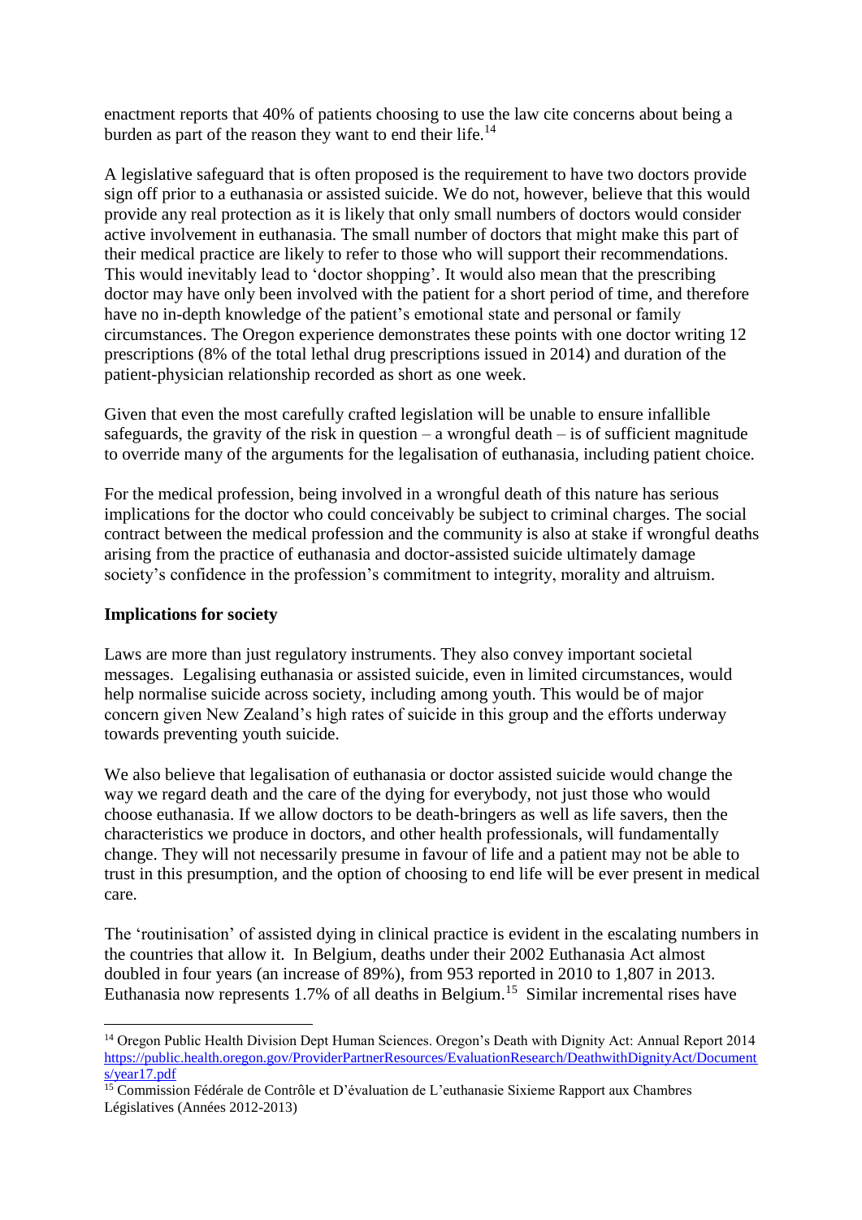enactment reports that 40% of patients choosing to use the law cite concerns about being a burden as part of the reason they want to end their life.[14]

A legislative safeguard that is often proposed is the requirement to have two doctors provide sign off prior to a euthanasia or assisted suicide. We do not, however, believe that this would provide any real protection as it is likely that only small numbers of doctors would consider active involvement in euthanasia. The small number of doctors that might make this part of their medical practice are likely to refer to those who will support their recommendations. This would inevitably lead to 'doctor shopping'. It would also mean that the prescribing doctor may have only been involved with the patient for a short period of time, and therefore have no in-depth knowledge of the patient's emotional state and personal or family circumstances. The Oregon experience demonstrates these points with one doctor writing 12 prescriptions (8% of the total lethal drug prescriptions issued in 2014) and duration of the patient-physician relationship recorded as short as one week.

Given that even the most carefully crafted legislation will be unable to ensure infallible safeguards, the gravity of the risk in question – a wrongful death – is of sufficient magnitude to override many of the arguments for the legalisation of euthanasia, including patient choice.

For the medical profession, being involved in a wrongful death of this nature has serious implications for the doctor who could conceivably be subject to criminal charges. The social contract between the medical profession and the community is also at stake if wrongful deaths arising from the practice of euthanasia and doctor-assisted suicide ultimately damage society's confidence in the profession's commitment to integrity, morality and altruism.

**Implications for society**

Laws are more than just regulatory instruments. They also convey important societal messages. Legalising euthanasia or assisted suicide, even in limited circumstances, would help normalise suicide across society, including among youth. This would be of major concern given New Zealand's high rates of suicide in this group and the efforts underway towards preventing youth suicide.

We also believe that legalisation of euthanasia or doctor assisted suicide would change the way we regard death and the care of the dying for everybody, not just those who would choose euthanasia. If we allow doctors to be death-bringers as well as life savers, then the characteristics we produce in doctors, and other health professionals, will fundamentally change. They will not necessarily presume in favour of life and a patient may not be able to trust in this presumption, and the option of choosing to end life will be ever present in medical care.

The 'routinisation' of assisted dying in clinical practice is evident in the escalating numbers in the countries that allow it. In Belgium, deaths under their 2002 Euthanasia Act almost doubled in four years (an increase of 89%), from 953 reported in 2010 to 1,807 in 2013. Euthanasia now represents 1.7% of all deaths in Belgium.[15] Similar incremental rises have

---

[14] Oregon Public Health Division Dept Human Sciences. Oregon's Death with Dignity Act: Annual Report 2014 https://public.health.oregon.gov/ProviderPartnerResources/EvaluationResearch/DeathwithDignityAct/Documents/year17.pdf

[15] Commission Fédérale de Contrôle et D'évaluation de L'euthanasie Sixieme Rapport aux Chambres Législatives (Années 2012-2013)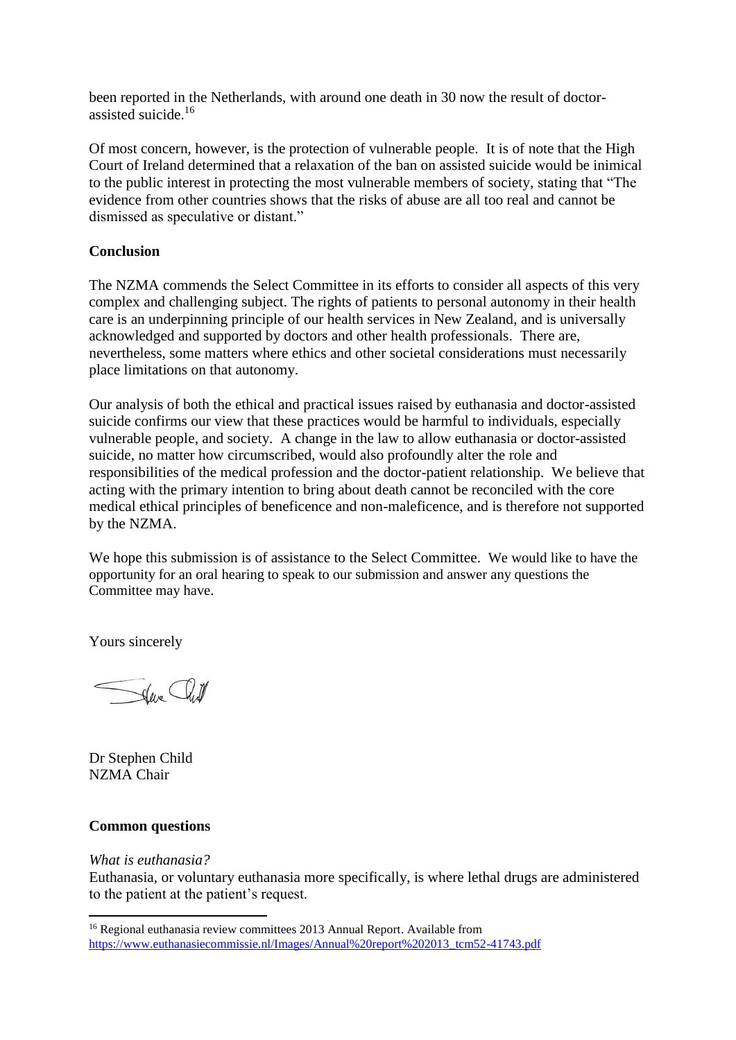been reported in the Netherlands, with around one death in 30 now the result of doctor-assisted suicide.[16]

Of most concern, however, is the protection of vulnerable people. It is of note that the High Court of Ireland determined that a relaxation of the ban on assisted suicide would be inimical to the public interest in protecting the most vulnerable members of society, stating that "The evidence from other countries shows that the risks of abuse are all too real and cannot be dismissed as speculative or distant."

**Conclusion**

The NZMA commends the Select Committee in its efforts to consider all aspects of this very complex and challenging subject. The rights of patients to personal autonomy in their health care is an underpinning principle of our health services in New Zealand, and is universally acknowledged and supported by doctors and other health professionals. There are, nevertheless, some matters where ethics and other societal considerations must necessarily place limitations on that autonomy.

Our analysis of both the ethical and practical issues raised by euthanasia and doctor-assisted suicide confirms our view that these practices would be harmful to individuals, especially vulnerable people, and society. A change in the law to allow euthanasia or doctor-assisted suicide, no matter how circumscribed, would also profoundly alter the role and responsibilities of the medical profession and the doctor-patient relationship. We believe that acting with the primary intention to bring about death cannot be reconciled with the core medical ethical principles of beneficence and non-maleficence, and is therefore not supported by the NZMA.

We hope this submission is of assistance to the Select Committee. We would like to have the opportunity for an oral hearing to speak to our submission and answer any questions the Committee may have.

Yours sincerely

Dr Stephen Child
NZMA Chair

**Common questions**

*What is euthanasia?*
Euthanasia, or voluntary euthanasia more specifically, is where lethal drugs are administered to the patient at the patient's request.

---

[16] Regional euthanasia review committees 2013 Annual Report. Available from https://www.euthanasiecommissie.nl/Images/Annual%20report%202013_tcm52-41743.pdf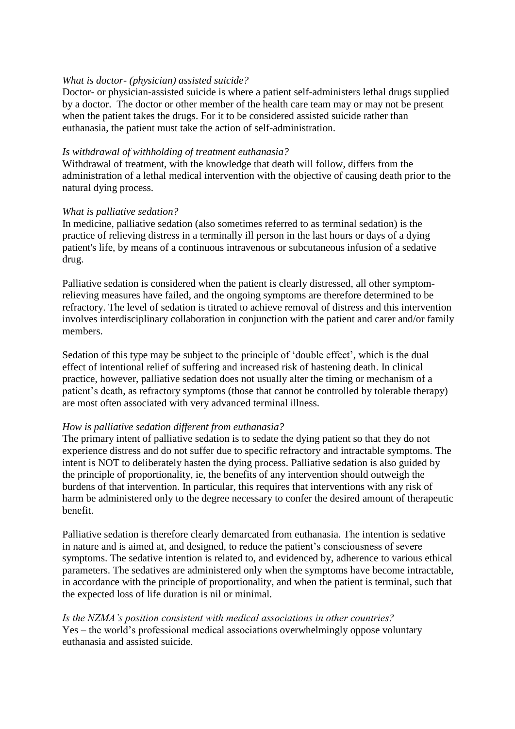*What is doctor- (physician) assisted suicide?*

Doctor- or physician-assisted suicide is where a patient self-administers lethal drugs supplied by a doctor. The doctor or other member of the health care team may or may not be present when the patient takes the drugs. For it to be considered assisted suicide rather than euthanasia, the patient must take the action of self-administration.

*Is withdrawal of withholding of treatment euthanasia?*

Withdrawal of treatment, with the knowledge that death will follow, differs from the administration of a lethal medical intervention with the objective of causing death prior to the natural dying process.

*What is palliative sedation?*

In medicine, palliative sedation (also sometimes referred to as terminal sedation) is the practice of relieving distress in a terminally ill person in the last hours or days of a dying patient's life, by means of a continuous intravenous or subcutaneous infusion of a sedative drug.

Palliative sedation is considered when the patient is clearly distressed, all other symptom-relieving measures have failed, and the ongoing symptoms are therefore determined to be refractory. The level of sedation is titrated to achieve removal of distress and this intervention involves interdisciplinary collaboration in conjunction with the patient and carer and/or family members.

Sedation of this type may be subject to the principle of 'double effect', which is the dual effect of intentional relief of suffering and increased risk of hastening death. In clinical practice, however, palliative sedation does not usually alter the timing or mechanism of a patient's death, as refractory symptoms (those that cannot be controlled by tolerable therapy) are most often associated with very advanced terminal illness.

*How is palliative sedation different from euthanasia?*

The primary intent of palliative sedation is to sedate the dying patient so that they do not experience distress and do not suffer due to specific refractory and intractable symptoms. The intent is NOT to deliberately hasten the dying process. Palliative sedation is also guided by the principle of proportionality, ie, the benefits of any intervention should outweigh the burdens of that intervention. In particular, this requires that interventions with any risk of harm be administered only to the degree necessary to confer the desired amount of therapeutic benefit.

Palliative sedation is therefore clearly demarcated from euthanasia. The intention is sedative in nature and is aimed at, and designed, to reduce the patient's consciousness of severe symptoms. The sedative intention is related to, and evidenced by, adherence to various ethical parameters. The sedatives are administered only when the symptoms have become intractable, in accordance with the principle of proportionality, and when the patient is terminal, such that the expected loss of life duration is nil or minimal.

*Is the NZMA's position consistent with medical associations in other countries?*

Yes – the world's professional medical associations overwhelmingly oppose voluntary euthanasia and assisted suicide.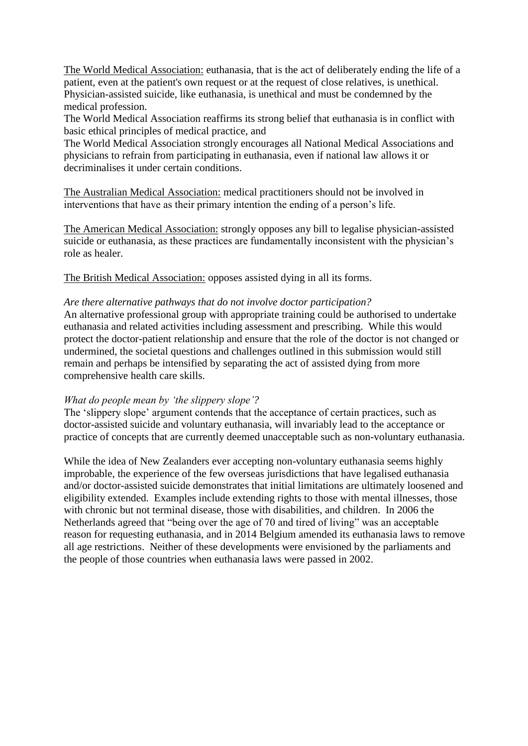<u>The World Medical Association:</u> euthanasia, that is the act of deliberately ending the life of a patient, even at the patient's own request or at the request of close relatives, is unethical. Physician-assisted suicide, like euthanasia, is unethical and must be condemned by the medical profession.
The World Medical Association reaffirms its strong belief that euthanasia is in conflict with basic ethical principles of medical practice, and
The World Medical Association strongly encourages all National Medical Associations and physicians to refrain from participating in euthanasia, even if national law allows it or decriminalises it under certain conditions.

<u>The Australian Medical Association:</u> medical practitioners should not be involved in interventions that have as their primary intention the ending of a person's life.

<u>The American Medical Association:</u> strongly opposes any bill to legalise physician-assisted suicide or euthanasia, as these practices are fundamentally inconsistent with the physician's role as healer.

<u>The British Medical Association:</u> opposes assisted dying in all its forms.

*Are there alternative pathways that do not involve doctor participation?*
An alternative professional group with appropriate training could be authorised to undertake euthanasia and related activities including assessment and prescribing. While this would protect the doctor-patient relationship and ensure that the role of the doctor is not changed or undermined, the societal questions and challenges outlined in this submission would still remain and perhaps be intensified by separating the act of assisted dying from more comprehensive health care skills.

*What do people mean by 'the slippery slope'?*
The 'slippery slope' argument contends that the acceptance of certain practices, such as doctor-assisted suicide and voluntary euthanasia, will invariably lead to the acceptance or practice of concepts that are currently deemed unacceptable such as non-voluntary euthanasia.

While the idea of New Zealanders ever accepting non-voluntary euthanasia seems highly improbable, the experience of the few overseas jurisdictions that have legalised euthanasia and/or doctor-assisted suicide demonstrates that initial limitations are ultimately loosened and eligibility extended. Examples include extending rights to those with mental illnesses, those with chronic but not terminal disease, those with disabilities, and children. In 2006 the Netherlands agreed that "being over the age of 70 and tired of living" was an acceptable reason for requesting euthanasia, and in 2014 Belgium amended its euthanasia laws to remove all age restrictions. Neither of these developments were envisioned by the parliaments and the people of those countries when euthanasia laws were passed in 2002.